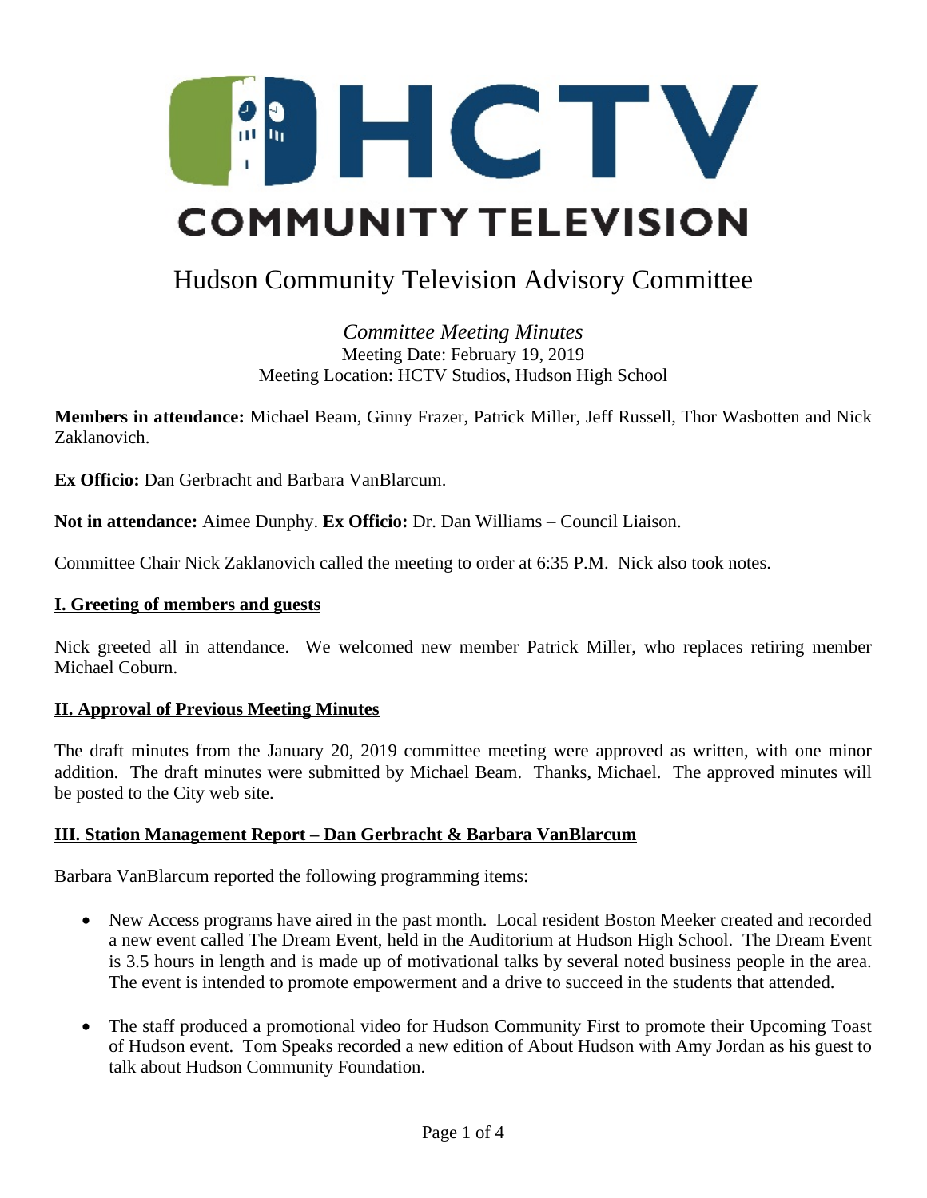# HCTV COMMUNITY TELEVISION

# Hudson Community Television Advisory Committee

*Committee Meeting Minutes*
Meeting Date: February 19, 2019
Meeting Location: HCTV Studios, Hudson High School

**Members in attendance:** Michael Beam, Ginny Frazer, Patrick Miller, Jeff Russell, Thor Wasbotten and Nick Zaklanovich.

**Ex Officio:** Dan Gerbracht and Barbara VanBlarcum.

**Not in attendance:** Aimee Dunphy. **Ex Officio:** Dr. Dan Williams – Council Liaison.

Committee Chair Nick Zaklanovich called the meeting to order at 6:35 P.M. Nick also took notes.

## I. Greeting of members and guests

Nick greeted all in attendance. We welcomed new member Patrick Miller, who replaces retiring member Michael Coburn.

## II. Approval of Previous Meeting Minutes

The draft minutes from the January 20, 2019 committee meeting were approved as written, with one minor addition. The draft minutes were submitted by Michael Beam. Thanks, Michael. The approved minutes will be posted to the City web site.

## III. Station Management Report – Dan Gerbracht & Barbara VanBlarcum

Barbara VanBlarcum reported the following programming items:

- New Access programs have aired in the past month. Local resident Boston Meeker created and recorded a new event called The Dream Event, held in the Auditorium at Hudson High School. The Dream Event is 3.5 hours in length and is made up of motivational talks by several noted business people in the area. The event is intended to promote empowerment and a drive to succeed in the students that attended.
- The staff produced a promotional video for Hudson Community First to promote their Upcoming Toast of Hudson event. Tom Speaks recorded a new edition of About Hudson with Amy Jordan as his guest to talk about Hudson Community Foundation.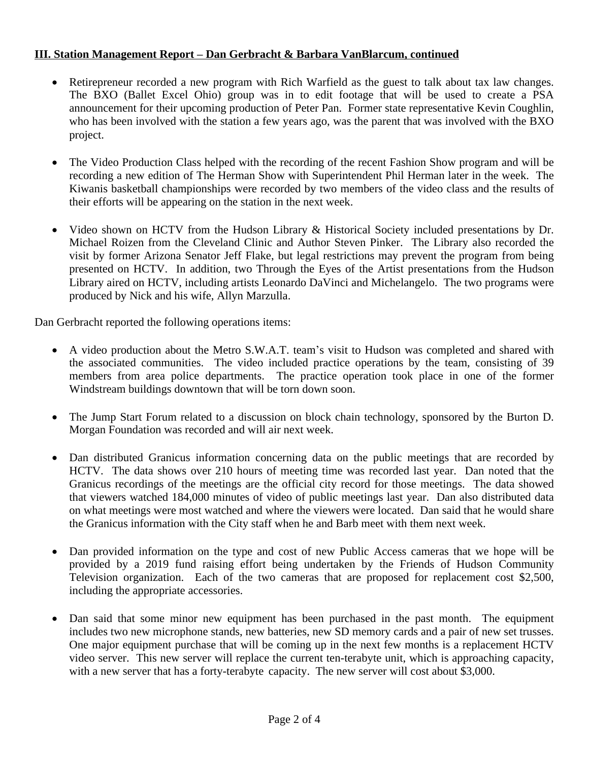**III. Station Management Report – Dan Gerbracht & Barbara VanBlarcum, continued**

- Retirepreneur recorded a new program with Rich Warfield as the guest to talk about tax law changes. The BXO (Ballet Excel Ohio) group was in to edit footage that will be used to create a PSA announcement for their upcoming production of Peter Pan. Former state representative Kevin Coughlin, who has been involved with the station a few years ago, was the parent that was involved with the BXO project.

- The Video Production Class helped with the recording of the recent Fashion Show program and will be recording a new edition of The Herman Show with Superintendent Phil Herman later in the week. The Kiwanis basketball championships were recorded by two members of the video class and the results of their efforts will be appearing on the station in the next week.

- Video shown on HCTV from the Hudson Library & Historical Society included presentations by Dr. Michael Roizen from the Cleveland Clinic and Author Steven Pinker. The Library also recorded the visit by former Arizona Senator Jeff Flake, but legal restrictions may prevent the program from being presented on HCTV. In addition, two Through the Eyes of the Artist presentations from the Hudson Library aired on HCTV, including artists Leonardo DaVinci and Michelangelo. The two programs were produced by Nick and his wife, Allyn Marzulla.

Dan Gerbracht reported the following operations items:

- A video production about the Metro S.W.A.T. team's visit to Hudson was completed and shared with the associated communities. The video included practice operations by the team, consisting of 39 members from area police departments. The practice operation took place in one of the former Windstream buildings downtown that will be torn down soon.

- The Jump Start Forum related to a discussion on block chain technology, sponsored by the Burton D. Morgan Foundation was recorded and will air next week.

- Dan distributed Granicus information concerning data on the public meetings that are recorded by HCTV. The data shows over 210 hours of meeting time was recorded last year. Dan noted that the Granicus recordings of the meetings are the official city record for those meetings. The data showed that viewers watched 184,000 minutes of video of public meetings last year. Dan also distributed data on what meetings were most watched and where the viewers were located. Dan said that he would share the Granicus information with the City staff when he and Barb meet with them next week.

- Dan provided information on the type and cost of new Public Access cameras that we hope will be provided by a 2019 fund raising effort being undertaken by the Friends of Hudson Community Television organization. Each of the two cameras that are proposed for replacement cost $2,500, including the appropriate accessories.

- Dan said that some minor new equipment has been purchased in the past month. The equipment includes two new microphone stands, new batteries, new SD memory cards and a pair of new set trusses. One major equipment purchase that will be coming up in the next few months is a replacement HCTV video server. This new server will replace the current ten-terabyte unit, which is approaching capacity, with a new server that has a forty-terabyte capacity. The new server will cost about $3,000.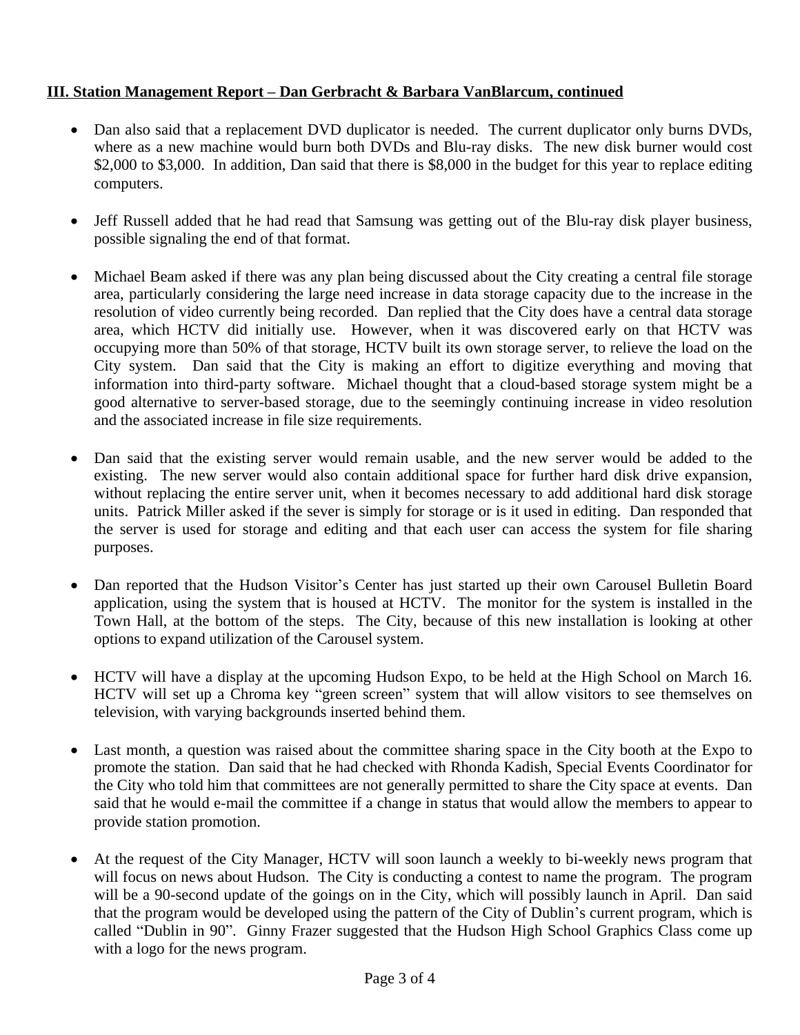**III. Station Management Report – Dan Gerbracht & Barbara VanBlarcum, continued**

- Dan also said that a replacement DVD duplicator is needed. The current duplicator only burns DVDs, where as a new machine would burn both DVDs and Blu-ray disks. The new disk burner would cost $2,000 to $3,000. In addition, Dan said that there is $8,000 in the budget for this year to replace editing computers.

- Jeff Russell added that he had read that Samsung was getting out of the Blu-ray disk player business, possible signaling the end of that format.

- Michael Beam asked if there was any plan being discussed about the City creating a central file storage area, particularly considering the large need increase in data storage capacity due to the increase in the resolution of video currently being recorded. Dan replied that the City does have a central data storage area, which HCTV did initially use. However, when it was discovered early on that HCTV was occupying more than 50% of that storage, HCTV built its own storage server, to relieve the load on the City system. Dan said that the City is making an effort to digitize everything and moving that information into third-party software. Michael thought that a cloud-based storage system might be a good alternative to server-based storage, due to the seemingly continuing increase in video resolution and the associated increase in file size requirements.

- Dan said that the existing server would remain usable, and the new server would be added to the existing. The new server would also contain additional space for further hard disk drive expansion, without replacing the entire server unit, when it becomes necessary to add additional hard disk storage units. Patrick Miller asked if the sever is simply for storage or is it used in editing. Dan responded that the server is used for storage and editing and that each user can access the system for file sharing purposes.

- Dan reported that the Hudson Visitor's Center has just started up their own Carousel Bulletin Board application, using the system that is housed at HCTV. The monitor for the system is installed in the Town Hall, at the bottom of the steps. The City, because of this new installation is looking at other options to expand utilization of the Carousel system.

- HCTV will have a display at the upcoming Hudson Expo, to be held at the High School on March 16. HCTV will set up a Chroma key "green screen" system that will allow visitors to see themselves on television, with varying backgrounds inserted behind them.

- Last month, a question was raised about the committee sharing space in the City booth at the Expo to promote the station. Dan said that he had checked with Rhonda Kadish, Special Events Coordinator for the City who told him that committees are not generally permitted to share the City space at events. Dan said that he would e-mail the committee if a change in status that would allow the members to appear to provide station promotion.

- At the request of the City Manager, HCTV will soon launch a weekly to bi-weekly news program that will focus on news about Hudson. The City is conducting a contest to name the program. The program will be a 90-second update of the goings on in the City, which will possibly launch in April. Dan said that the program would be developed using the pattern of the City of Dublin's current program, which is called "Dublin in 90". Ginny Frazer suggested that the Hudson High School Graphics Class come up with a logo for the news program.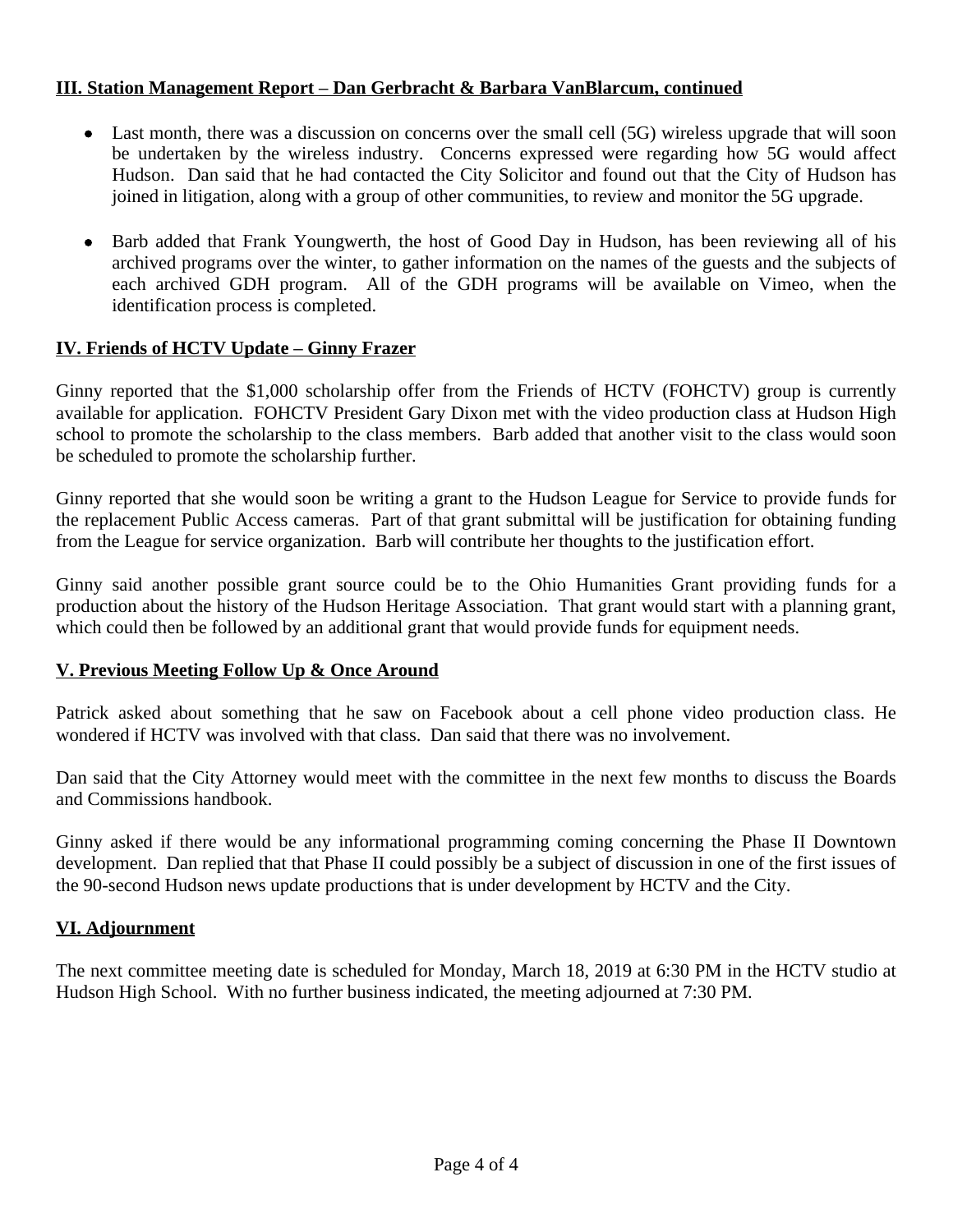**III. Station Management Report – Dan Gerbracht & Barbara VanBlarcum, continued**

- Last month, there was a discussion on concerns over the small cell (5G) wireless upgrade that will soon be undertaken by the wireless industry. Concerns expressed were regarding how 5G would affect Hudson. Dan said that he had contacted the City Solicitor and found out that the City of Hudson has joined in litigation, along with a group of other communities, to review and monitor the 5G upgrade.

- Barb added that Frank Youngwerth, the host of Good Day in Hudson, has been reviewing all of his archived programs over the winter, to gather information on the names of the guests and the subjects of each archived GDH program. All of the GDH programs will be available on Vimeo, when the identification process is completed.

**IV. Friends of HCTV Update – Ginny Frazer**

Ginny reported that the $1,000 scholarship offer from the Friends of HCTV (FOHCTV) group is currently available for application. FOHCTV President Gary Dixon met with the video production class at Hudson High school to promote the scholarship to the class members. Barb added that another visit to the class would soon be scheduled to promote the scholarship further.

Ginny reported that she would soon be writing a grant to the Hudson League for Service to provide funds for the replacement Public Access cameras. Part of that grant submittal will be justification for obtaining funding from the League for service organization. Barb will contribute her thoughts to the justification effort.

Ginny said another possible grant source could be to the Ohio Humanities Grant providing funds for a production about the history of the Hudson Heritage Association. That grant would start with a planning grant, which could then be followed by an additional grant that would provide funds for equipment needs.

**V. Previous Meeting Follow Up & Once Around**

Patrick asked about something that he saw on Facebook about a cell phone video production class. He wondered if HCTV was involved with that class. Dan said that there was no involvement.

Dan said that the City Attorney would meet with the committee in the next few months to discuss the Boards and Commissions handbook.

Ginny asked if there would be any informational programming coming concerning the Phase II Downtown development. Dan replied that that Phase II could possibly be a subject of discussion in one of the first issues of the 90-second Hudson news update productions that is under development by HCTV and the City.

**VI. Adjournment**

The next committee meeting date is scheduled for Monday, March 18, 2019 at 6:30 PM in the HCTV studio at Hudson High School. With no further business indicated, the meeting adjourned at 7:30 PM.